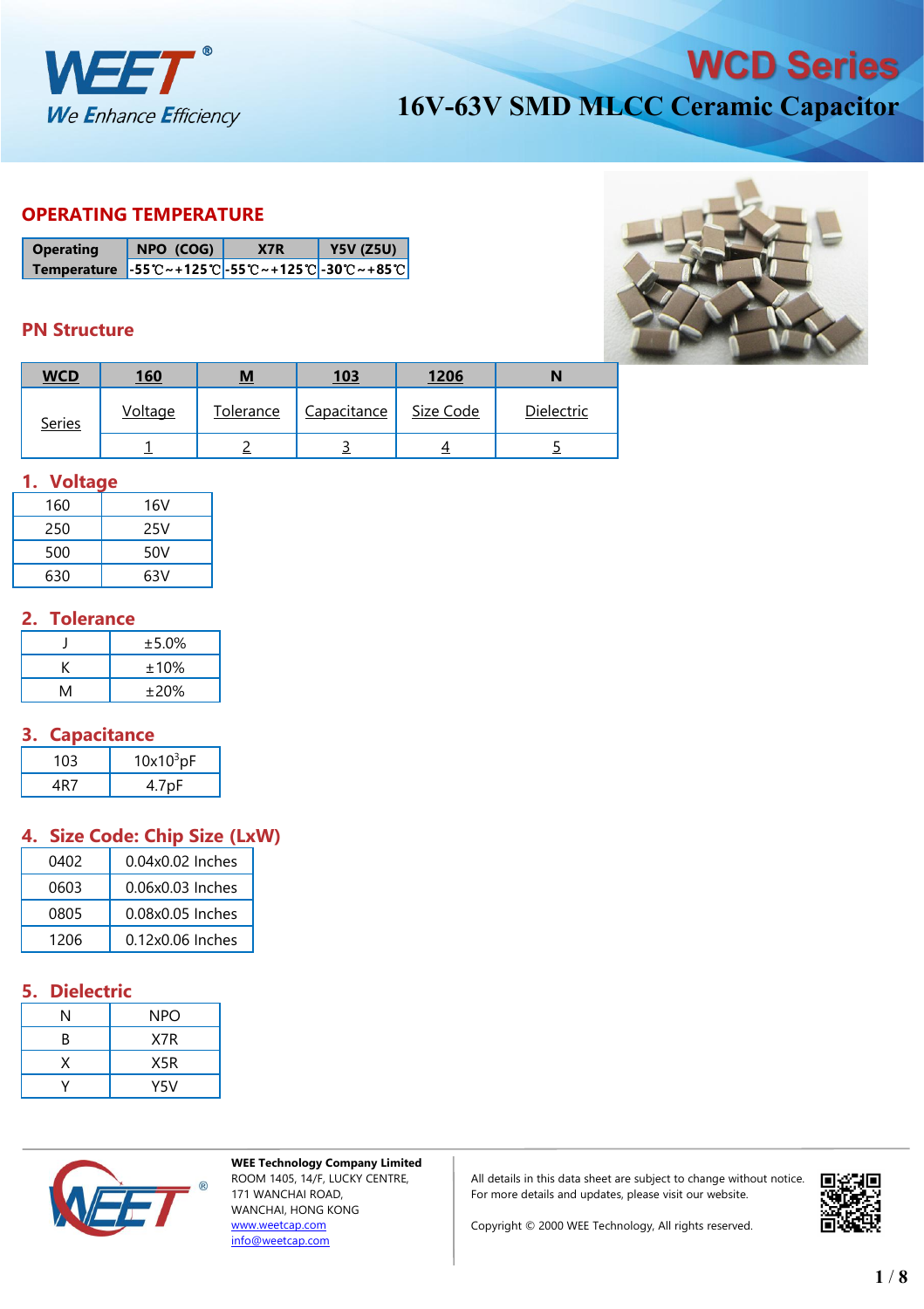# WCD Series

## 16V-63V SMD MLCC Ceramic Capacitor

## OPERATING TEMPERATURE

| Operating Temperature | NPO (COG) | X7R | Y5V (Z5U) |
|---|---|---|---|
| | -55℃~+125℃ | -55℃~+125℃ | -30℃~+85℃ |

## PN Structure

| WCD | 160 | M | 103 | 1206 | N |
|---|---|---|---|---|---|
| Series | Voltage | Tolerance | Capacitance | Size Code | Dielectric |
| | 1 | 2 | 3 | 4 | 5 |

### 1. Voltage

| | |
|---|---|
| 160 | 16V |
| 250 | 25V |
| 500 | 50V |
| 630 | 63V |

### 2. Tolerance

| | |
|---|---|
| J | ±5.0% |
| K | ±10% |
| M | ±20% |

### 3. Capacitance

| | |
|---|---|
| 103 | $10x10^3$pF |
| 4R7 | 4.7pF |

### 4. Size Code: Chip Size (LxW)

| | |
|---|---|
| 0402 | 0.04x0.02 Inches |
| 0603 | 0.06x0.03 Inches |
| 0805 | 0.08x0.05 Inches |
| 1206 | 0.12x0.06 Inches |

### 5. Dielectric

| | |
|---|---|
| N | NPO |
| B | X7R |
| X | X5R |
| Y | Y5V |

**WEE Technology Company Limited**
ROOM 1405, 14/F, LUCKY CENTRE,
171 WANCHAI ROAD,
WANCHAI, HONG KONG
www.weetcap.com
info@weetcap.com

All details in this data sheet are subject to change without notice.
For more details and updates, please visit our website.

Copyright © 2000 WEE Technology, All rights reserved.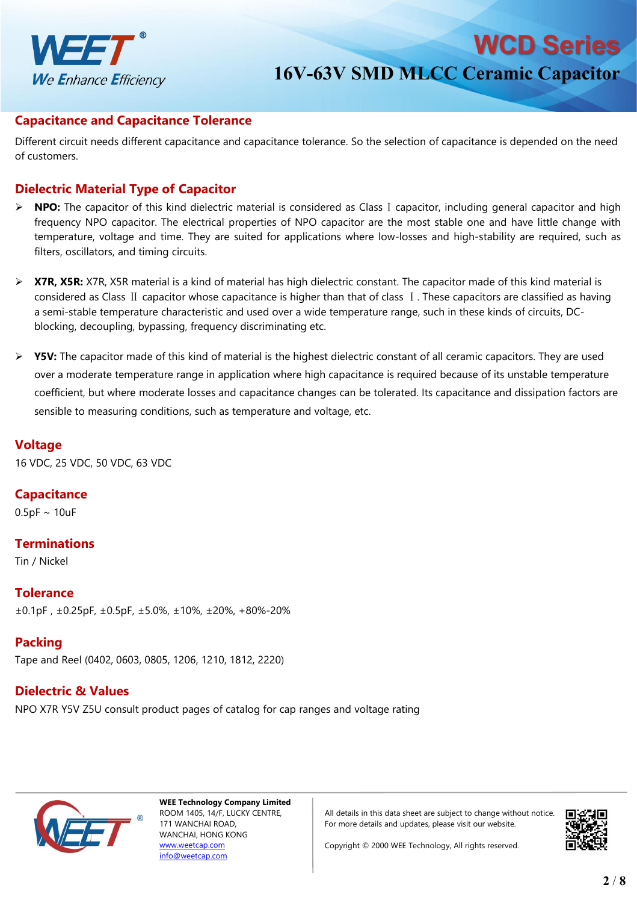## Capacitance and Capacitance Tolerance

Different circuit needs different capacitance and capacitance tolerance. So the selection of capacitance is depended on the need of customers.

## Dielectric Material Type of Capacitor

- **NPO:** The capacitor of this kind dielectric material is considered as Class Ⅰ capacitor, including general capacitor and high frequency NPO capacitor. The electrical properties of NPO capacitor are the most stable one and have little change with temperature, voltage and time. They are suited for applications where low-losses and high-stability are required, such as filters, oscillators, and timing circuits.

- **X7R, X5R:** X7R, X5R material is a kind of material has high dielectric constant. The capacitor made of this kind material is considered as Class Ⅱ capacitor whose capacitance is higher than that of class Ⅰ. These capacitors are classified as having a semi-stable temperature characteristic and used over a wide temperature range, such in these kinds of circuits, DC-blocking, decoupling, bypassing, frequency discriminating etc.

- **Y5V:** The capacitor made of this kind of material is the highest dielectric constant of all ceramic capacitors. They are used over a moderate temperature range in application where high capacitance is required because of its unstable temperature coefficient, but where moderate losses and capacitance changes can be tolerated. Its capacitance and dissipation factors are sensible to measuring conditions, such as temperature and voltage, etc.

## Voltage

16 VDC, 25 VDC, 50 VDC, 63 VDC

## Capacitance

0.5pF ~ 10uF

## Terminations

Tin / Nickel

## Tolerance

±0.1pF , ±0.25pF, ±0.5pF, ±5.0%, ±10%, ±20%, +80%-20%

## Packing

Tape and Reel (0402, 0603, 0805, 1206, 1210, 1812, 2220)

## Dielectric & Values

NPO X7R Y5V Z5U consult product pages of catalog for cap ranges and voltage rating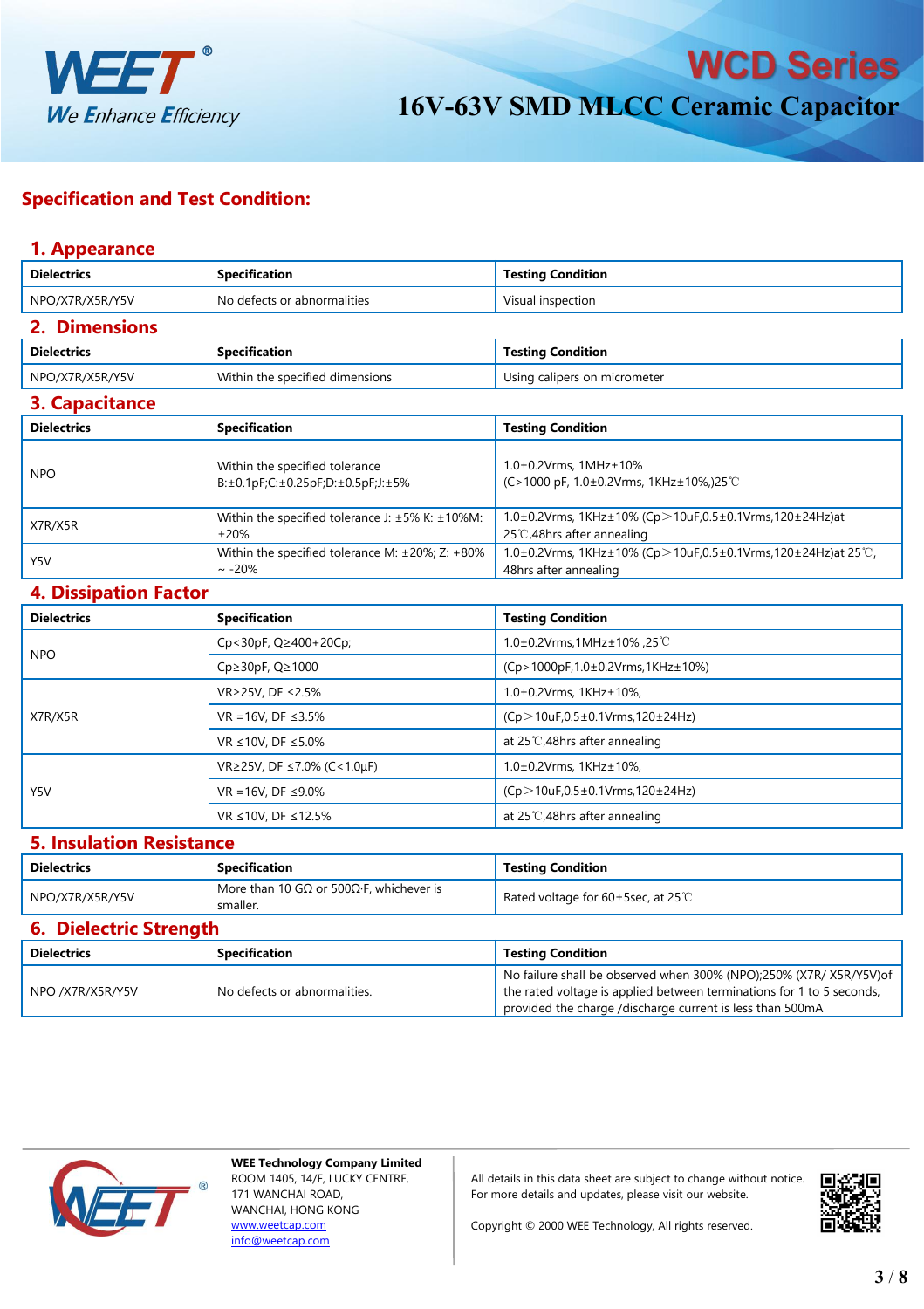## Specification and Test Condition:

### 1. Appearance

| Dielectrics | Specification | Testing Condition |
|---|---|---|
| NPO/X7R/X5R/Y5V | No defects or abnormalities | Visual inspection |

### 2. Dimensions

| Dielectrics | Specification | Testing Condition |
|---|---|---|
| NPO/X7R/X5R/Y5V | Within the specified dimensions | Using calipers on micrometer |

### 3. Capacitance

| Dielectrics | Specification | Testing Condition |
|---|---|---|
| NPO | Within the specified tolerance B:±0.1pF;C:±0.25pF;D:±0.5pF;J:±5% | 1.0±0.2Vrms, 1MHz±10% (C>1000 pF, 1.0±0.2Vrms, 1KHz±10%,)25℃ |
| X7R/X5R | Within the specified tolerance J: ±5% K: ±10%M: ±20% | 1.0±0.2Vrms, 1KHz±10% (Cp＞10uF,0.5±0.1Vrms,120±24Hz)at 25℃,48hrs after annealing |
| Y5V | Within the specified tolerance M: ±20%; Z: +80% ~ -20% | 1.0±0.2Vrms, 1KHz±10% (Cp＞10uF,0.5±0.1Vrms,120±24Hz)at 25℃, 48hrs after annealing |

### 4. Dissipation Factor

| Dielectrics | Specification | Testing Condition |
|---|---|---|
| NPO | Cp<30pF, Q≥400+20Cp; | 1.0±0.2Vrms,1MHz±10% ,25℃ |
| | Cp≥30pF, Q≥1000 | (Cp>1000pF,1.0±0.2Vrms,1KHz±10%) |
| X7R/X5R | VR≥25V, DF ≤2.5% | 1.0±0.2Vrms, 1KHz±10%, |
| | VR =16V, DF ≤3.5% | (Cp＞10uF,0.5±0.1Vrms,120±24Hz) |
| | VR ≤10V, DF ≤5.0% | at 25℃,48hrs after annealing |
| Y5V | VR≥25V, DF ≤7.0% (C<1.0µF) | 1.0±0.2Vrms, 1KHz±10%, |
| | VR =16V, DF ≤9.0% | (Cp＞10uF,0.5±0.1Vrms,120±24Hz) |
| | VR ≤10V, DF ≤12.5% | at 25℃,48hrs after annealing |

### 5. Insulation Resistance

| Dielectrics | Specification | Testing Condition |
|---|---|---|
| NPO/X7R/X5R/Y5V | More than 10 GΩ or 500Ω·F, whichever is smaller. | Rated voltage for 60±5sec, at 25℃ |

### 6. Dielectric Strength

| Dielectrics | Specification | Testing Condition |
|---|---|---|
| NPO /X7R/X5R/Y5V | No defects or abnormalities. | No failure shall be observed when 300% (NPO);250% (X7R/ X5R/Y5V)of the rated voltage is applied between terminations for 1 to 5 seconds, provided the charge /discharge current is less than 500mA |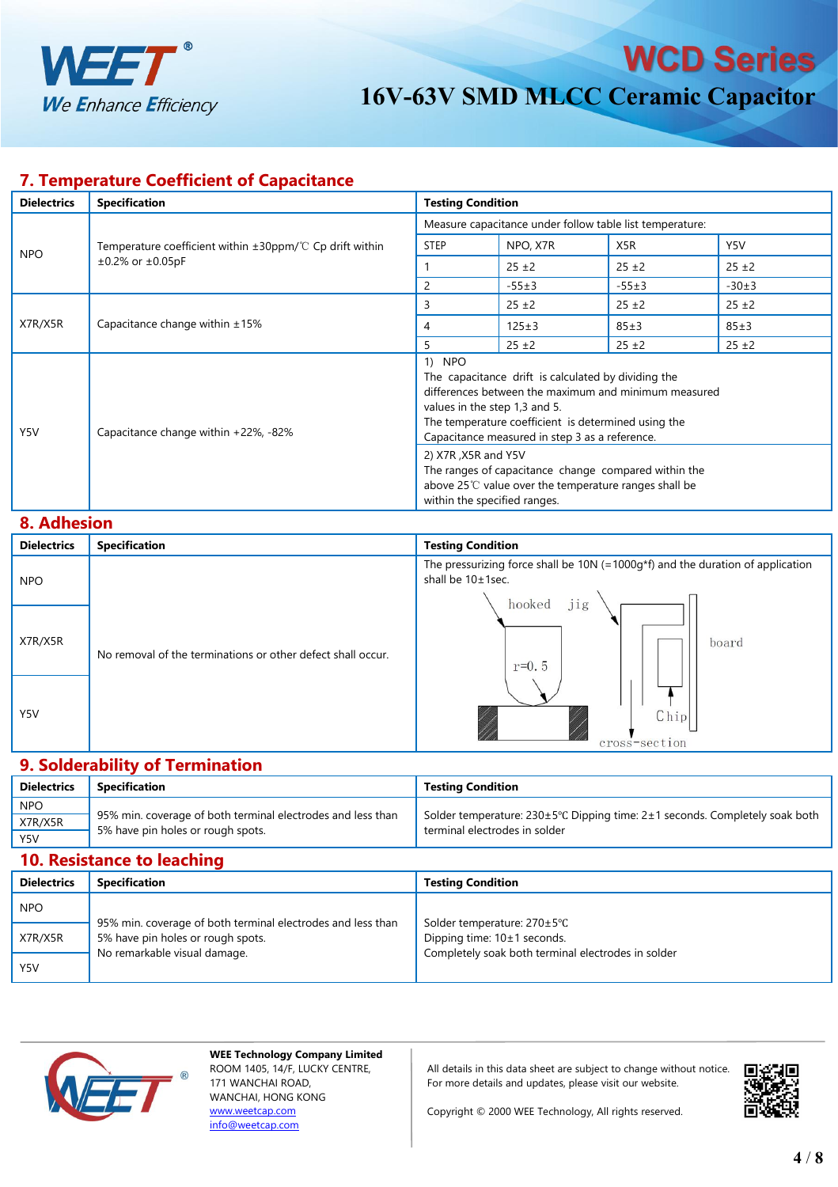## 7. Temperature Coefficient of Capacitance

| Dielectrics | Specification | Testing Condition | | | |
|---|---|---|---|---|---|
| | | Measure capacitance under follow table list temperature: | | | |
| NPO | Temperature coefficient within ±30ppm/℃ Cp drift within ±0.2% or ±0.05pF | STEP | NPO, X7R | X5R | Y5V |
| | | 1 | 25 ±2 | 25 ±2 | 25 ±2 |
| | | 2 | -55±3 | -55±3 | -30±3 |
| X7R/X5R | Capacitance change within ±15% | 3 | 25 ±2 | 25 ±2 | 25 ±2 |
| | | 4 | 125±3 | 85±3 | 85±3 |
| | | 5 | 25 ±2 | 25 ±2 | 25 ±2 |
| Y5V | Capacitance change within +22%, -82% | 1) NPO<br>The capacitance drift is calculated by dividing the differences between the maximum and minimum measured values in the step 1,3 and 5.<br>The temperature coefficient is determined using the Capacitance measured in step 3 as a reference.<br>2) X7R ,X5R and Y5V<br>The ranges of capacitance change compared within the above 25℃ value over the temperature ranges shall be within the specified ranges. | | | |

## 8. Adhesion

| Dielectrics | Specification | Testing Condition |
|---|---|---|
| NPO | No removal of the terminations or other defect shall occur. | The pressurizing force shall be 10N (=1000g*f) and the duration of application shall be 10±1sec. |
| X7R/X5R | | hooked jig, r=0. 5, board, Chip, cross-section |
| Y5V | | |

## 9. Solderability of Termination

| Dielectrics | Specification | Testing Condition |
|---|---|---|
| NPO<br>X7R/X5R<br>Y5V | 95% min. coverage of both terminal electrodes and less than 5% have pin holes or rough spots. | Solder temperature: 230±5℃ Dipping time: 2±1 seconds. Completely soak both terminal electrodes in solder |

## 10. Resistance to leaching

| Dielectrics | Specification | Testing Condition |
|---|---|---|
| NPO<br>X7R/X5R<br>Y5V | 95% min. coverage of both terminal electrodes and less than 5% have pin holes or rough spots.<br>No remarkable visual damage. | Solder temperature: 270±5℃<br>Dipping time: 10±1 seconds.<br>Completely soak both terminal electrodes in solder |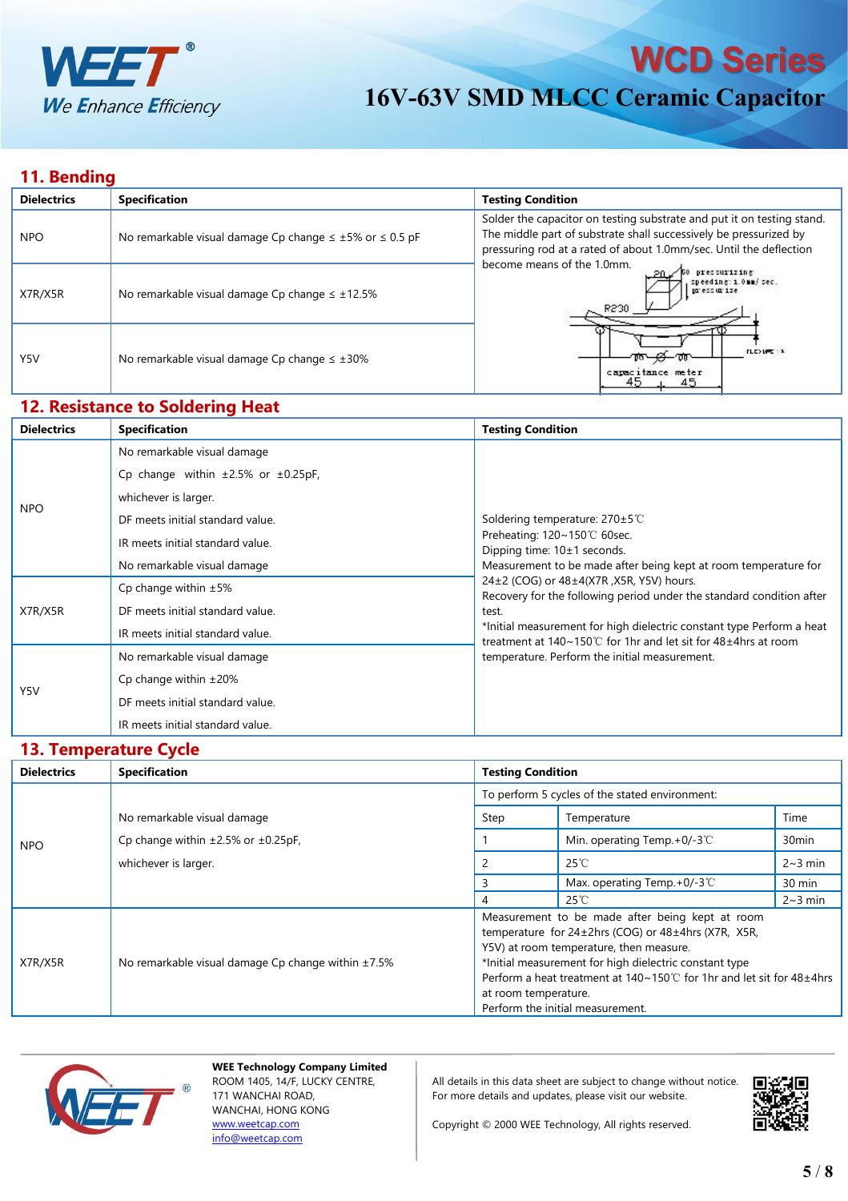## 11. Bending

| Dielectrics | Specification | Testing Condition |
|---|---|---|
| NPO | No remarkable visual damage Cp change ≤ ±5% or ≤ 0.5 pF | Solder the capacitor on testing substrate and put it on testing stand. The middle part of substrate shall successively be pressurized by pressuring rod at a rated of about 1.0mm/sec. Until the deflection become means of the 1.0mm. |
| X7R/X5R | No remarkable visual damage Cp change ≤ ±12.5% | |
| Y5V | No remarkable visual damage Cp change ≤ ±30% | |

## 12. Resistance to Soldering Heat

| Dielectrics | Specification | Testing Condition |
|---|---|---|
| NPO | No remarkable visual damage<br>Cp change within ±2.5% or ±0.25pF, whichever is larger.<br>DF meets initial standard value.<br>IR meets initial standard value. | Soldering temperature: 270±5℃<br>Preheating: 120~150℃ 60sec.<br>Dipping time: 10±1 seconds.<br>Measurement to be made after being kept at room temperature for 24±2 (COG) or 48±4(X7R ,X5R, Y5V) hours.<br>Recovery for the following period under the standard condition after test.<br>*Initial measurement for high dielectric constant type Perform a heat treatment at 140~150℃ for 1hr and let sit for 48±4hrs at room temperature. Perform the initial measurement. |
| X7R/X5R | No remarkable visual damage<br>Cp change within ±5%<br>DF meets initial standard value.<br>IR meets initial standard value. | |
| Y5V | No remarkable visual damage<br>Cp change within ±20%<br>DF meets initial standard value.<br>IR meets initial standard value. | |

## 13. Temperature Cycle

| Dielectrics | Specification | Testing Condition | | |
|---|---|---|---|---|
| NPO | No remarkable visual damage<br>Cp change within ±2.5% or ±0.25pF, whichever is larger. | To perform 5 cycles of the stated environment: | | |
| | | Step | Temperature | Time |
| | | 1 | Min. operating Temp.+0/-3℃ | 30min |
| | | 2 | 25℃ | 2~3 min |
| | | 3 | Max. operating Temp.+0/-3℃ | 30 min |
| | | 4 | 25℃ | 2~3 min |
| X7R/X5R | No remarkable visual damage Cp change within ±7.5% | Measurement to be made after being kept at room temperature for 24±2hrs (COG) or 48±4hrs (X7R, X5R, Y5V) at room temperature, then measure.<br>*Initial measurement for high dielectric constant type<br>Perform a heat treatment at 140~150℃ for 1hr and let sit for 48±4hrs at room temperature.<br>Perform the initial measurement. | | |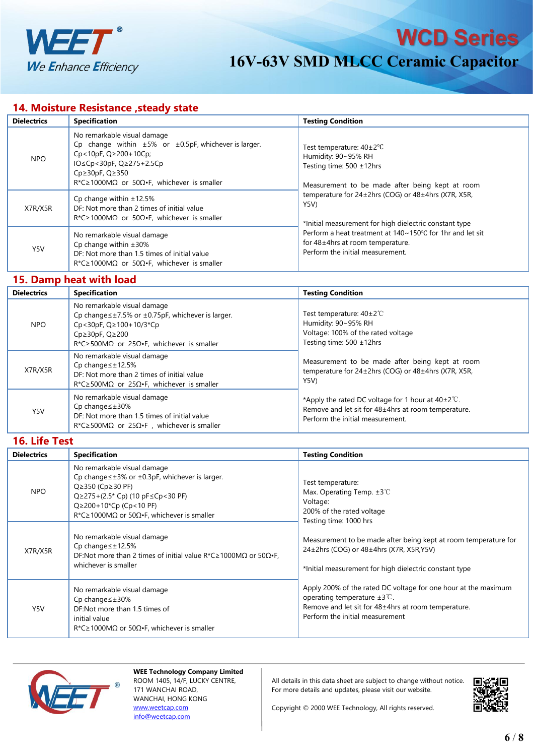## 14. Moisture Resistance ,steady state

| Dielectrics | Specification | Testing Condition |
|---|---|---|
| NPO | No remarkable visual damage<br>Cp change within ±5% or ±0.5pF, whichever is larger.<br>Cp<10pF, Q≥200+10Cp;<br>IO≤Cp<30pF, Q≥275+2.5Cp<br>Cp≥30pF, Q≥350<br>R*C≥1000MΩ or 50Ω•F, whichever is smaller | Test temperature: 40±2℃<br>Humidity: 90~95% RH<br>Testing time: 500 ±12hrs<br><br>Measurement to be made after being kept at room temperature for 24±2hrs (COG) or 48±4hrs (X7R, X5R, Y5V)<br><br>*Initial measurement for high dielectric constant type<br>Perform a heat treatment at 140~150℃ for 1hr and let sit for 48±4hrs at room temperature.<br>Perform the initial measurement. |
| X7R/X5R | Cp change within ±12.5%<br>DF: Not more than 2 times of initial value<br>R*C≥1000MΩ or 50Ω•F, whichever is smaller | |
| Y5V | No remarkable visual damage<br>Cp change within ±30%<br>DF: Not more than 1.5 times of initial value<br>R*C≥1000MΩ or 50Ω•F, whichever is smaller | |

## 15. Damp heat with load

| Dielectrics | Specification | Testing Condition |
|---|---|---|
| NPO | No remarkable visual damage<br>Cp change≤±7.5% or ±0.75pF, whichever is larger.<br>Cp<30pF, Q≥100+10/3*Cp<br>Cp≥30pF, Q≥200<br>R*C≥500MΩ or 25Ω•F, whichever is smaller | Test temperature: 40±2℃<br>Humidity: 90~95% RH<br>Voltage: 100% of the rated voltage<br>Testing time: 500 ±12hrs<br><br>Measurement to be made after being kept at room temperature for 24±2hrs (COG) or 48±4hrs (X7R, X5R, Y5V)<br><br>*Apply the rated DC voltage for 1 hour at 40±2℃.<br>Remove and let sit for 48±4hrs at room temperature.<br>Perform the initial measurement. |
| X7R/X5R | No remarkable visual damage<br>Cp change≤±12.5%<br>DF: Not more than 2 times of initial value<br>R*C≥500MΩ or 25Ω•F, whichever is smaller | |
| Y5V | No remarkable visual damage<br>Cp change≤±30%<br>DF: Not more than 1.5 times of initial value<br>R*C≥500MΩ or 25Ω•F , whichever is smaller | |

## 16. Life Test

| Dielectrics | Specification | Testing Condition |
|---|---|---|
| NPO | No remarkable visual damage<br>Cp change≤±3% or ±0.3pF, whichever is larger.<br>Q≥350 (Cp≥30 PF)<br>Q≥275+(2.5* Cp) (10 pF≤Cp<30 PF)<br>Q≥200+10*Cp (Cp<10 PF)<br>R*C≥1000MΩ or 50Ω•F, whichever is smaller | Test temperature:<br>Max. Operating Temp. ±3℃<br>Voltage:<br>200% of the rated voltage<br>Testing time: 1000 hrs<br><br>Measurement to be made after being kept at room temperature for 24±2hrs (COG) or 48±4hrs (X7R, X5R,Y5V)<br><br>*Initial measurement for high dielectric constant type<br><br>Apply 200% of the rated DC voltage for one hour at the maximum operating temperature ±3℃.<br>Remove and let sit for 48±4hrs at room temperature.<br>Perform the initial measurement |
| X7R/X5R | No remarkable visual damage<br>Cp change≤±12.5%<br>DF:Not more than 2 times of initial value R*C≥1000MΩ or 50Ω•F, whichever is smaller | |
| Y5V | No remarkable visual damage<br>Cp change≤±30%<br>DF:Not more than 1.5 times of initial value<br>R*C≥1000MΩ or 50Ω•F, whichever is smaller | |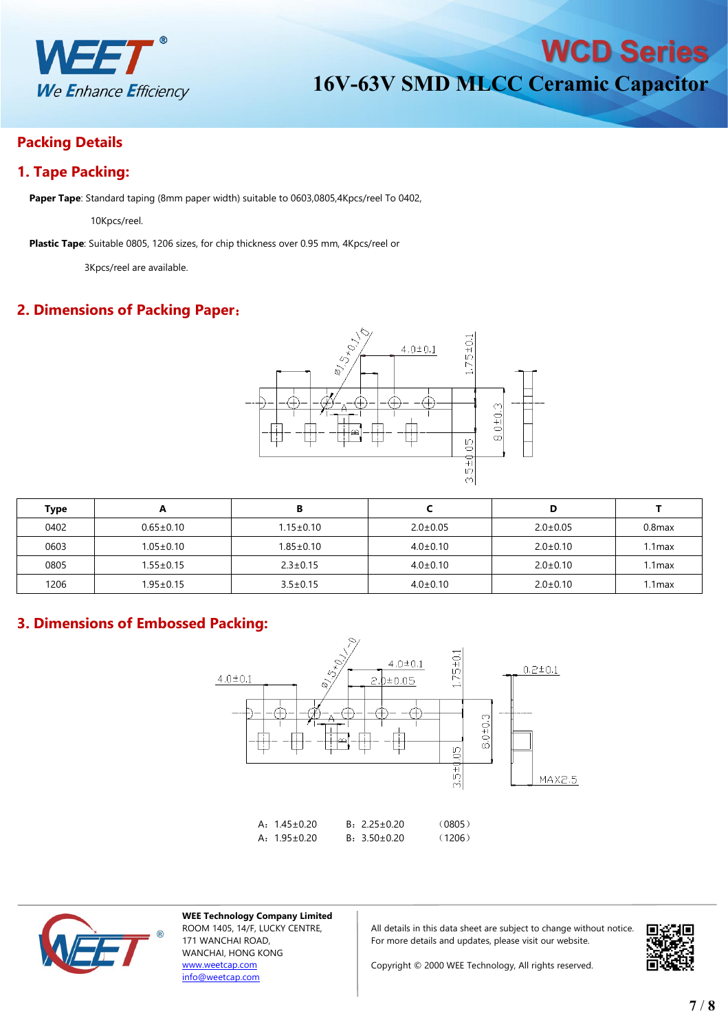## Packing Details

## 1. Tape Packing:

**Paper Tape**: Standard taping (8mm paper width) suitable to 0603,0805,4Kpcs/reel To 0402, 10Kpcs/reel.

**Plastic Tape**: Suitable 0805, 1206 sizes, for chip thickness over 0.95 mm, 4Kpcs/reel or 3Kpcs/reel are available.

## 2. Dimensions of Packing Paper:

| Type | A | B | C | D | T |
|---|---|---|---|---|---|
| 0402 | 0.65±0.10 | 1.15±0.10 | 2.0±0.05 | 2.0±0.05 | 0.8max |
| 0603 | 1.05±0.10 | 1.85±0.10 | 4.0±0.10 | 2.0±0.10 | 1.1max |
| 0805 | 1.55±0.15 | 2.3±0.15 | 4.0±0.10 | 2.0±0.10 | 1.1max |
| 1206 | 1.95±0.15 | 3.5±0.15 | 4.0±0.10 | 2.0±0.10 | 1.1max |

## 3. Dimensions of Embossed Packing:

A：1.45±0.20　B：2.25±0.20　（0805）

A：1.95±0.20　B：3.50±0.20　（1206）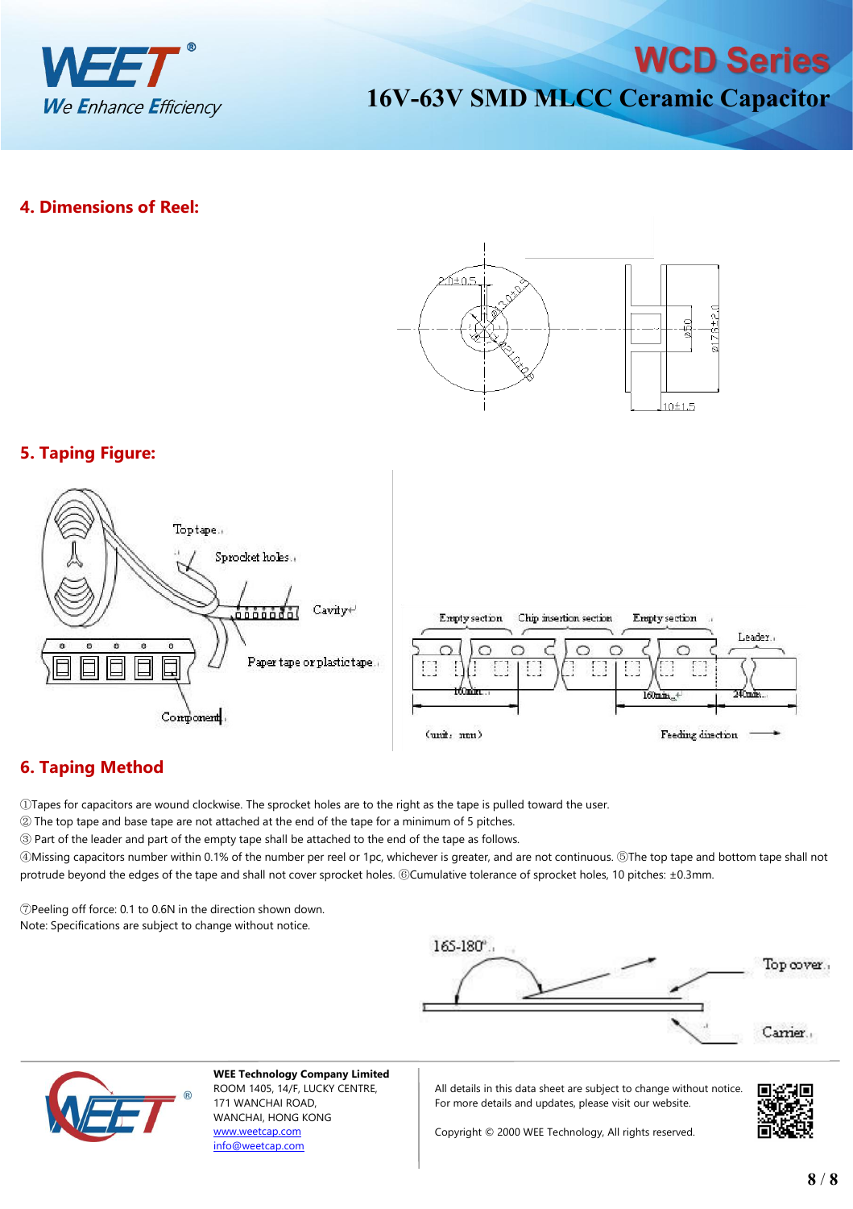## 4. Dimensions of Reel:

2.0±0.5
Ø13.0±0.5
Ø21.0±0.8
Ø50
Ø178±2.0
10±1.5

## 5. Taping Figure:

Top tape
Sprocket holes
Cavity
Paper tape or plastic tape
Component

Empty section
Chip insertion section
Empty section
Leader
160min.
160min.
240min.
(unit: mm)
Feeding direction

## 6. Taping Method

①Tapes for capacitors are wound clockwise. The sprocket holes are to the right as the tape is pulled toward the user.
② The top tape and base tape are not attached at the end of the tape for a minimum of 5 pitches.
③ Part of the leader and part of the empty tape shall be attached to the end of the tape as follows.
④Missing capacitors number within 0.1% of the number per reel or 1pc, whichever is greater, and are not continuous. ⑤The top tape and bottom tape shall not protrude beyond the edges of the tape and shall not cover sprocket holes. ⑥Cumulative tolerance of sprocket holes, 10 pitches: ±0.3mm.

⑦Peeling off force: 0.1 to 0.6N in the direction shown down.
Note: Specifications are subject to change without notice.

165-180°
Top cover
Carrier

**WEE Technology Company Limited**
ROOM 1405, 14/F, LUCKY CENTRE,
171 WANCHAI ROAD,
WANCHAI, HONG KONG
www.weetcap.com
info@weetcap.com

All details in this data sheet are subject to change without notice.
For more details and updates, please visit our website.

Copyright © 2000 WEE Technology, All rights reserved.